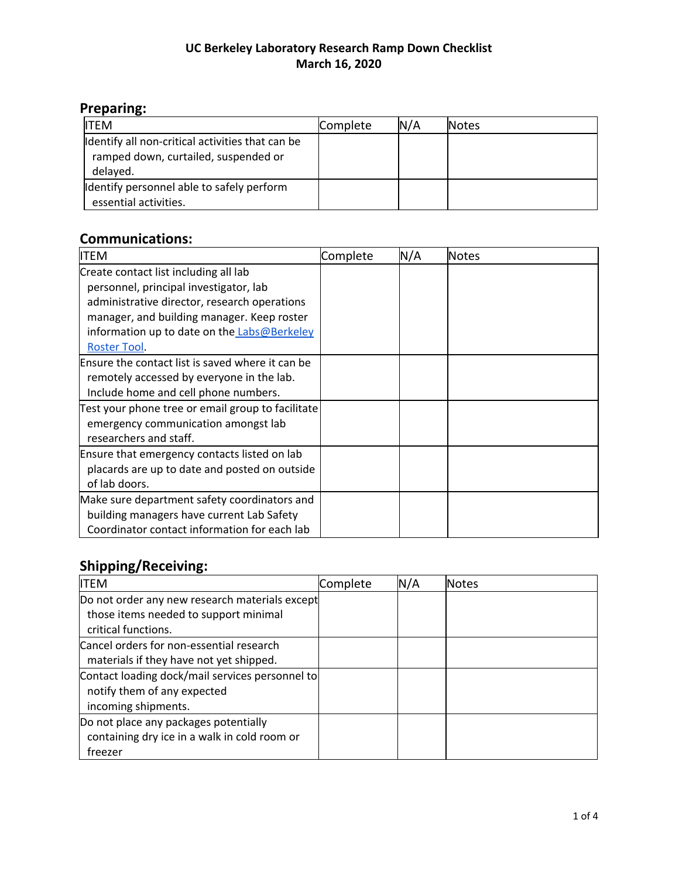# UC Berkeley Laboratory Research Ramp Down Checklist
# March 16, 2020

## Preparing:

| ITEM | Complete | N/A | Notes |
|---|---|---|---|
| Identify all non-critical activities that can be ramped down, curtailed, suspended or delayed. | | | |
| Identify personnel able to safely perform essential activities. | | | |

## Communications:

| ITEM | Complete | N/A | Notes |
|---|---|---|---|
| Create contact list including all lab personnel, principal investigator, lab administrative director, research operations manager, and building manager. Keep roster information up to date on the Labs@Berkeley Roster Tool. | | | |
| Ensure the contact list is saved where it can be remotely accessed by everyone in the lab. Include home and cell phone numbers. | | | |
| Test your phone tree or email group to facilitate emergency communication amongst lab researchers and staff. | | | |
| Ensure that emergency contacts listed on lab placards are up to date and posted on outside of lab doors. | | | |
| Make sure department safety coordinators and building managers have current Lab Safety Coordinator contact information for each lab | | | |

## Shipping/Receiving:

| ITEM | Complete | N/A | Notes |
|---|---|---|---|
| Do not order any new research materials except those items needed to support minimal critical functions. | | | |
| Cancel orders for non-essential research materials if they have not yet shipped. | | | |
| Contact loading dock/mail services personnel to notify them of any expected incoming shipments. | | | |
| Do not place any packages potentially containing dry ice in a walk in cold room or freezer | | | |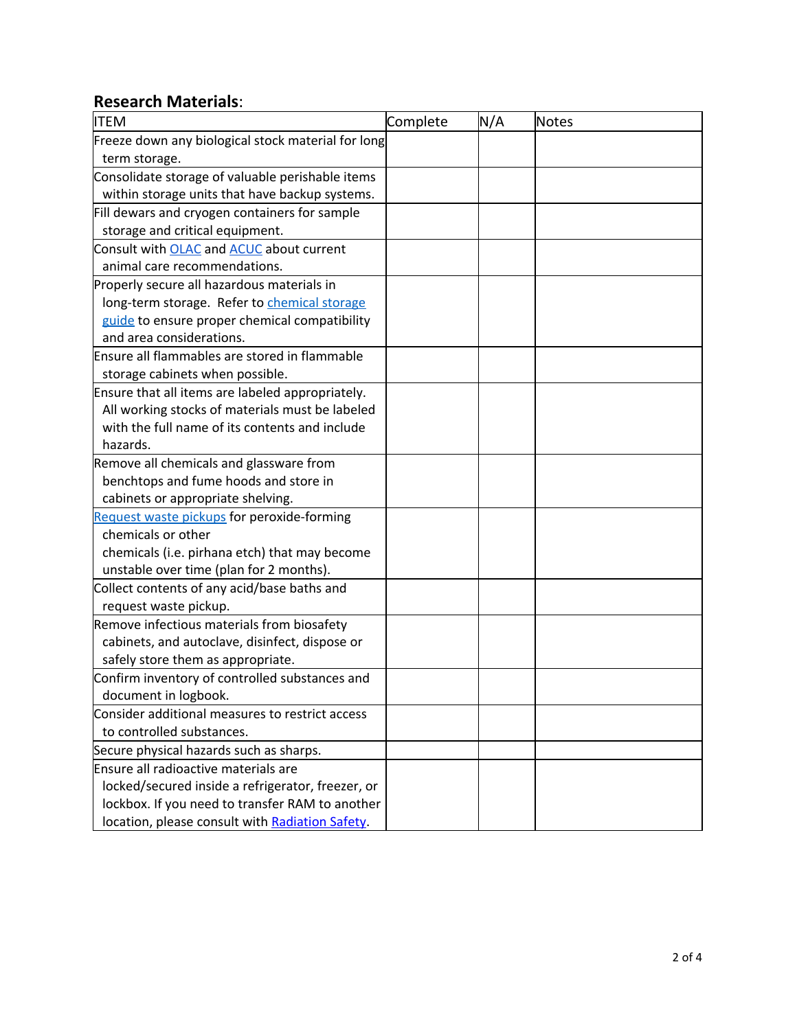**Research Materials**:

| ITEM | Complete | N/A | Notes |
| --- | --- | --- | --- |
| Freeze down any biological stock material for long term storage. | | | |
| Consolidate storage of valuable perishable items within storage units that have backup systems. | | | |
| Fill dewars and cryogen containers for sample storage and critical equipment. | | | |
| Consult with OLAC and ACUC about current animal care recommendations. | | | |
| Properly secure all hazardous materials in long-term storage. Refer to chemical storage guide to ensure proper chemical compatibility and area considerations. | | | |
| Ensure all flammables are stored in flammable storage cabinets when possible. | | | |
| Ensure that all items are labeled appropriately. All working stocks of materials must be labeled with the full name of its contents and include hazards. | | | |
| Remove all chemicals and glassware from benchtops and fume hoods and store in cabinets or appropriate shelving. | | | |
| Request waste pickups for peroxide-forming chemicals or other chemicals (i.e. pirhana etch) that may become unstable over time (plan for 2 months). | | | |
| Collect contents of any acid/base baths and request waste pickup. | | | |
| Remove infectious materials from biosafety cabinets, and autoclave, disinfect, dispose or safely store them as appropriate. | | | |
| Confirm inventory of controlled substances and document in logbook. | | | |
| Consider additional measures to restrict access to controlled substances. | | | |
| Secure physical hazards such as sharps. | | | |
| Ensure all radioactive materials are locked/secured inside a refrigerator, freezer, or lockbox. If you need to transfer RAM to another location, please consult with Radiation Safety. | | | |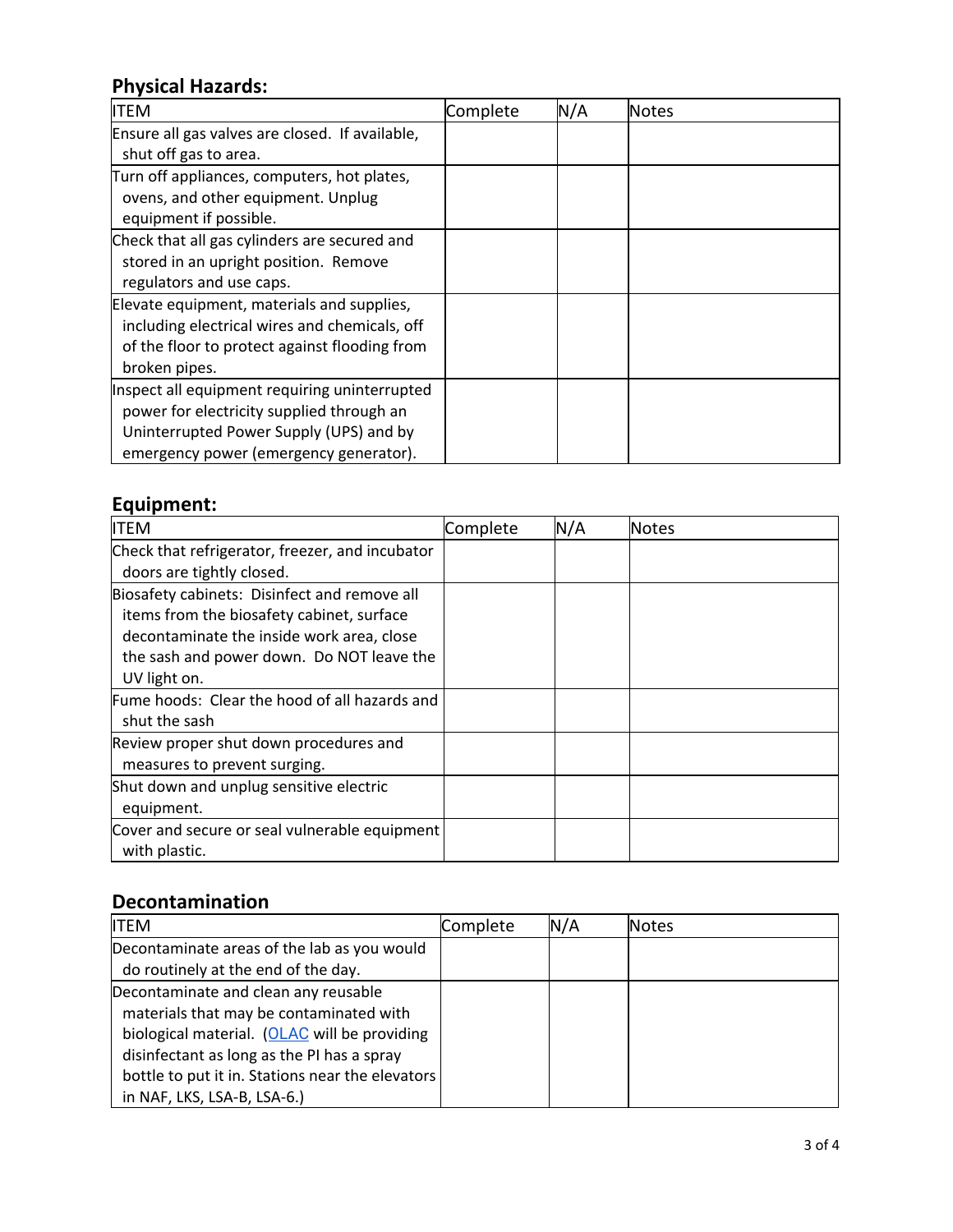## Physical Hazards:

| ITEM | Complete | N/A | Notes |
|---|---|---|---|
| Ensure all gas valves are closed. If available, shut off gas to area. | | | |
| Turn off appliances, computers, hot plates, ovens, and other equipment. Unplug equipment if possible. | | | |
| Check that all gas cylinders are secured and stored in an upright position. Remove regulators and use caps. | | | |
| Elevate equipment, materials and supplies, including electrical wires and chemicals, off of the floor to protect against flooding from broken pipes. | | | |
| Inspect all equipment requiring uninterrupted power for electricity supplied through an Uninterrupted Power Supply (UPS) and by emergency power (emergency generator). | | | |

## Equipment:

| ITEM | Complete | N/A | Notes |
|---|---|---|---|
| Check that refrigerator, freezer, and incubator doors are tightly closed. | | | |
| Biosafety cabinets: Disinfect and remove all items from the biosafety cabinet, surface decontaminate the inside work area, close the sash and power down. Do NOT leave the UV light on. | | | |
| Fume hoods: Clear the hood of all hazards and shut the sash | | | |
| Review proper shut down procedures and measures to prevent surging. | | | |
| Shut down and unplug sensitive electric equipment. | | | |
| Cover and secure or seal vulnerable equipment with plastic. | | | |

## Decontamination

| ITEM | Complete | N/A | Notes |
|---|---|---|---|
| Decontaminate areas of the lab as you would do routinely at the end of the day. | | | |
| Decontaminate and clean any reusable materials that may be contaminated with biological material. (OLAC will be providing disinfectant as long as the PI has a spray bottle to put it in. Stations near the elevators in NAF, LKS, LSA-B, LSA-6.) | | | |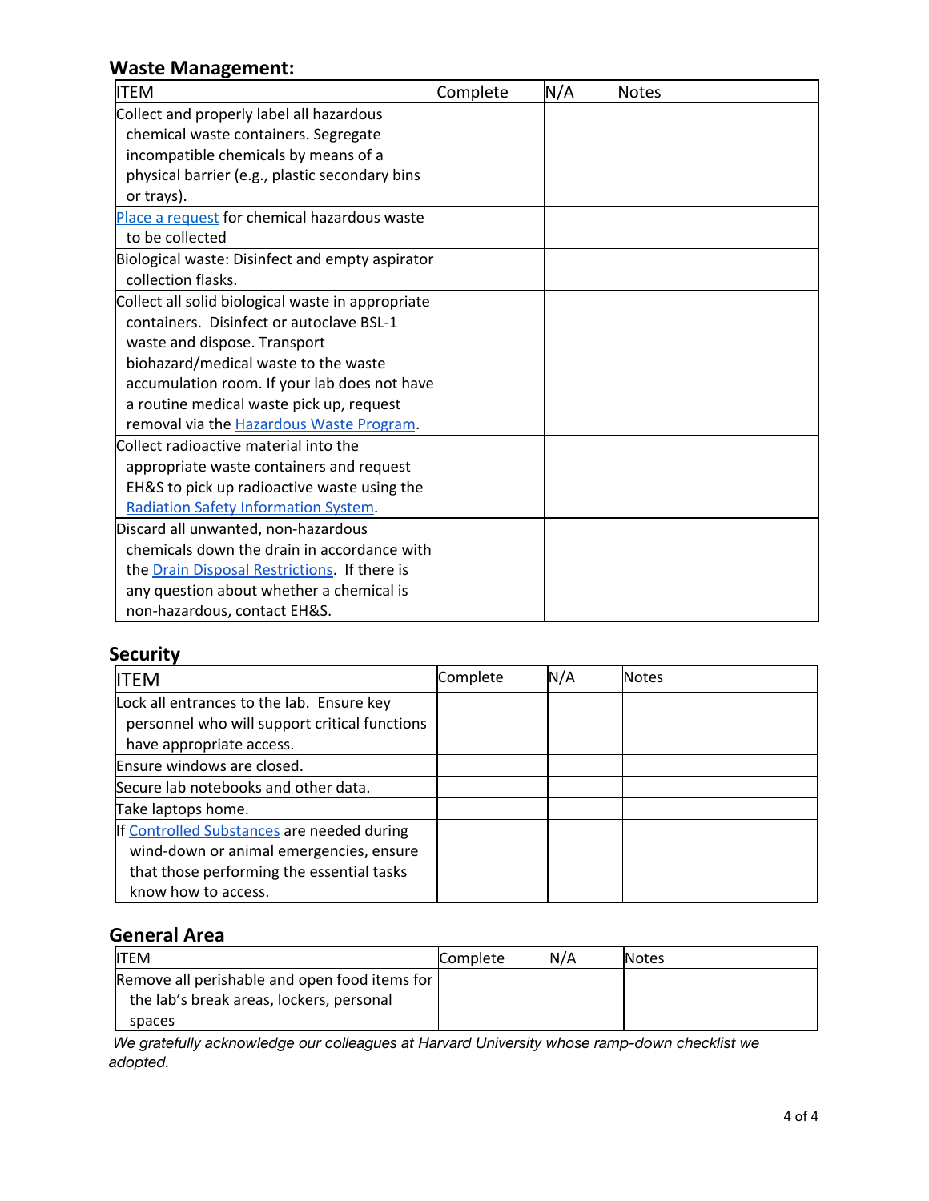## Waste Management:

| ITEM | Complete | N/A | Notes |
|---|---|---|---|
| Collect and properly label all hazardous chemical waste containers. Segregate incompatible chemicals by means of a physical barrier (e.g., plastic secondary bins or trays). | | | |
| Place a request for chemical hazardous waste to be collected | | | |
| Biological waste: Disinfect and empty aspirator collection flasks. | | | |
| Collect all solid biological waste in appropriate containers. Disinfect or autoclave BSL-1 waste and dispose. Transport biohazard/medical waste to the waste accumulation room. If your lab does not have a routine medical waste pick up, request removal via the Hazardous Waste Program. | | | |
| Collect radioactive material into the appropriate waste containers and request EH&S to pick up radioactive waste using the Radiation Safety Information System. | | | |
| Discard all unwanted, non-hazardous chemicals down the drain in accordance with the Drain Disposal Restrictions. If there is any question about whether a chemical is non-hazardous, contact EH&S. | | | |

## Security

| ITEM | Complete | N/A | Notes |
|---|---|---|---|
| Lock all entrances to the lab. Ensure key personnel who will support critical functions have appropriate access. | | | |
| Ensure windows are closed. | | | |
| Secure lab notebooks and other data. | | | |
| Take laptops home. | | | |
| If Controlled Substances are needed during wind-down or animal emergencies, ensure that those performing the essential tasks know how to access. | | | |

## General Area

| ITEM | Complete | N/A | Notes |
|---|---|---|---|
| Remove all perishable and open food items for the lab's break areas, lockers, personal spaces | | | |

*We gratefully acknowledge our colleagues at Harvard University whose ramp-down checklist we adopted.*